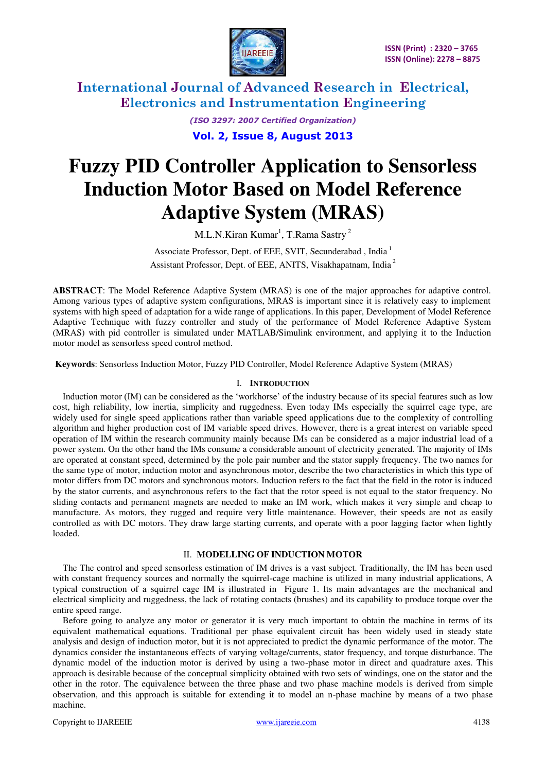# Fuzzy PID Controller Application to Sensorless Induction Motor Based on Model Reference Adaptive System (MRAS)

M.L.N.Kiran Kumar[1], T.Rama Sastry[2]

Associate Professor, Dept. of EEE, SVIT, Secunderabad , India[1]

Assistant Professor, Dept. of EEE, ANITS, Visakhapatnam, India[2]

**ABSTRACT**: The Model Reference Adaptive System (MRAS) is one of the major approaches for adaptive control. Among various types of adaptive system configurations, MRAS is important since it is relatively easy to implement systems with high speed of adaptation for a wide range of applications. In this paper, Development of Model Reference Adaptive Technique with fuzzy controller and study of the performance of Model Reference Adaptive System (MRAS) with pid controller is simulated under MATLAB/Simulink environment, and applying it to the Induction motor model as sensorless speed control method.

**Keywords**: Sensorless Induction Motor, Fuzzy PID Controller, Model Reference Adaptive System (MRAS)

## I. Introduction

Induction motor (IM) can be considered as the 'workhorse' of the industry because of its special features such as low cost, high reliability, low inertia, simplicity and ruggedness. Even today IMs especially the squirrel cage type, are widely used for single speed applications rather than variable speed applications due to the complexity of controlling algorithm and higher production cost of IM variable speed drives. However, there is a great interest on variable speed operation of IM within the research community mainly because IMs can be considered as a major industrial load of a power system. On the other hand the IMs consume a considerable amount of electricity generated. The majority of IMs are operated at constant speed, determined by the pole pair number and the stator supply frequency. The two names for the same type of motor, induction motor and asynchronous motor, describe the two characteristics in which this type of motor differs from DC motors and synchronous motors. Induction refers to the fact that the field in the rotor is induced by the stator currents, and asynchronous refers to the fact that the rotor speed is not equal to the stator frequency. No sliding contacts and permanent magnets are needed to make an IM work, which makes it very simple and cheap to manufacture. As motors, they rugged and require very little maintenance. However, their speeds are not as easily controlled as with DC motors. They draw large starting currents, and operate with a poor lagging factor when lightly loaded.

## II. MODELLING OF INDUCTION MOTOR

The The control and speed sensorless estimation of IM drives is a vast subject. Traditionally, the IM has been used with constant frequency sources and normally the squirrel-cage machine is utilized in many industrial applications, A typical construction of a squirrel cage IM is illustrated in Figure 1. Its main advantages are the mechanical and electrical simplicity and ruggedness, the lack of rotating contacts (brushes) and its capability to produce torque over the entire speed range.

Before going to analyze any motor or generator it is very much important to obtain the machine in terms of its equivalent mathematical equations. Traditional per phase equivalent circuit has been widely used in steady state analysis and design of induction motor, but it is not appreciated to predict the dynamic performance of the motor. The dynamics consider the instantaneous effects of varying voltage/currents, stator frequency, and torque disturbance. The dynamic model of the induction motor is derived by using a two-phase motor in direct and quadrature axes. This approach is desirable because of the conceptual simplicity obtained with two sets of windings, one on the stator and the other in the rotor. The equivalence between the three phase and two phase machine models is derived from simple observation, and this approach is suitable for extending it to model an n-phase machine by means of a two phase machine.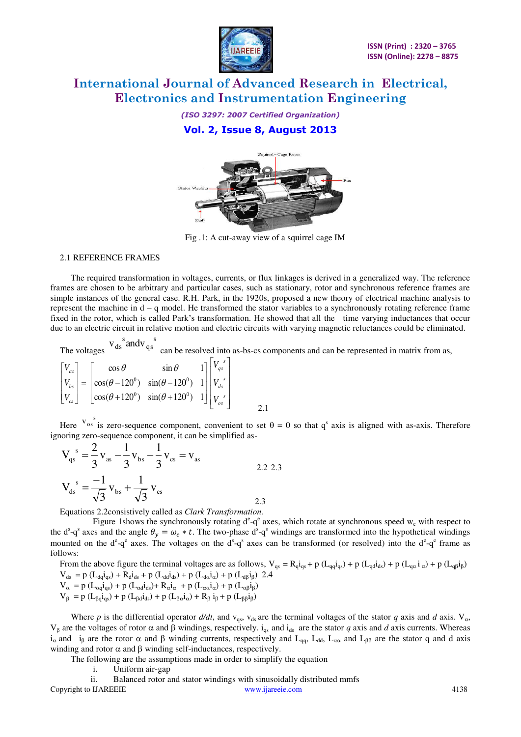Fig .1: A cut-away view of a squirrel cage IM

2.1 REFERENCE FRAMES

The required transformation in voltages, currents, or flux linkages is derived in a generalized way. The reference frames are chosen to be arbitrary and particular cases, such as stationary, rotor and synchronous reference frames are simple instances of the general case. R.H. Park, in the 1920s, proposed a new theory of electrical machine analysis to represent the machine in d – q model. He transformed the stator variables to a synchronously rotating reference frame fixed in the rotor, which is called Park's transformation. He showed that all the time varying inductances that occur due to an electric circuit in relative motion and electric circuits with varying magnetic reluctances could be eliminated.

The voltages $v_{ds}{}^{s}$ and $v_{qs}{}^{s}$ can be resolved into as-bs-cs components and can be represented in matrix from as,

$$\begin{bmatrix} V_{as} \\ V_{bs} \\ V_{cs} \end{bmatrix} = \begin{bmatrix} \cos\theta & \sin\theta & 1 \\ \cos(\theta - 120^0) & \sin(\theta - 120^0) & 1 \\ \cos(\theta + 120^0) & \sin(\theta + 120^0) & 1 \end{bmatrix} \begin{bmatrix} V_{qs}{}^{s} \\ V_{ds}{}^{s} \\ V_{os}{}^{s} \end{bmatrix} \qquad 2.1$$

Here $v_{os}{}^{s}$ is zero-sequence component, convenient to set θ = 0 so that $q^s$ axis is aligned with as-axis. Therefore ignoring zero-sequence component, it can be simplified as-

$$V_{qs}{}^{s} = \frac{2}{3}v_{as} - \frac{1}{3}v_{bs} - \frac{1}{3}v_{cs} = v_{as} \qquad 2.2\ 2.3$$

$$V_{ds}{}^{s} = \frac{-1}{\sqrt{3}}v_{bs} + \frac{1}{\sqrt{3}}v_{cs} \qquad 2.3$$

Equations 2.2consistively called as *Clark Transformation.*

Figure 1shows the synchronously rotating $d^e$-$q^e$ axes, which rotate at synchronous speed $w_e$ with respect to the $d^s$-$q^s$ axes and the angle $\theta_y = \omega_e * t$. The two-phase $d^s$-$q^s$ windings are transformed into the hypothetical windings mounted on the $d^e$-$q^e$ axes. The voltages on the $d^s$-$q^s$ axes can be transformed (or resolved) into the $d^e$-$q^e$ frame as follows:

From the above figure the terminal voltages are as follows, $V_{qs} = R_q i_{qs} + p\,(L_{qq} i_{qs}) + p\,(L_{qd} i_{ds}) + p\,(L_{q\alpha}\, i_{\alpha}) + p\,(L_{q\beta} i_{\beta})$

$V_{ds} = p\,(L_{dq} i_{qs}) + R_d i_{ds} + p\,(L_{dd} i_{ds}) + p\,(L_{d\alpha} i_{\alpha}) + p\,(L_{d\beta} i_{\beta})$ 2.4

$V_{\alpha} = p\,(L_{\alpha q} i_{qs}) + p\,(L_{\alpha d} i_{ds}) + R_{\alpha} i_{\alpha} + p\,(L_{\alpha\alpha} i_{\alpha}) + p\,(L_{\alpha\beta} i_{\beta})$

$V_{\beta} = p\,(L_{\beta q} i_{qs}) + p\,(L_{\beta d} i_{ds}) + p\,(L_{\beta\alpha} i_{\alpha}) + R_{\beta}\, i_{\beta} + p\,(L_{\beta\beta} i_{\beta})$

Where *p* is the differential operator *d/dt*, and $v_{qs}$, $v_{ds}$ are the terminal voltages of the stator *q* axis and *d* axis. $V_{\alpha}$, $V_{\beta}$ are the voltages of rotor α and β windings, respectively. $i_{qs}$ and $i_{ds}$ are the stator *q* axis and *d* axis currents. Whereas $i_{\alpha}$ and $i_{\beta}$ are the rotor α and β winding currents, respectively and $L_{qq}$, $L_{dd}$, $L_{\alpha\alpha}$ and $L_{\beta\beta}$ are the stator q and d axis winding and rotor α and β winding self-inductances, respectively.

The following are the assumptions made in order to simplify the equation

i. Uniform air-gap
ii. Balanced rotor and stator windings with sinusoidally distributed mmfs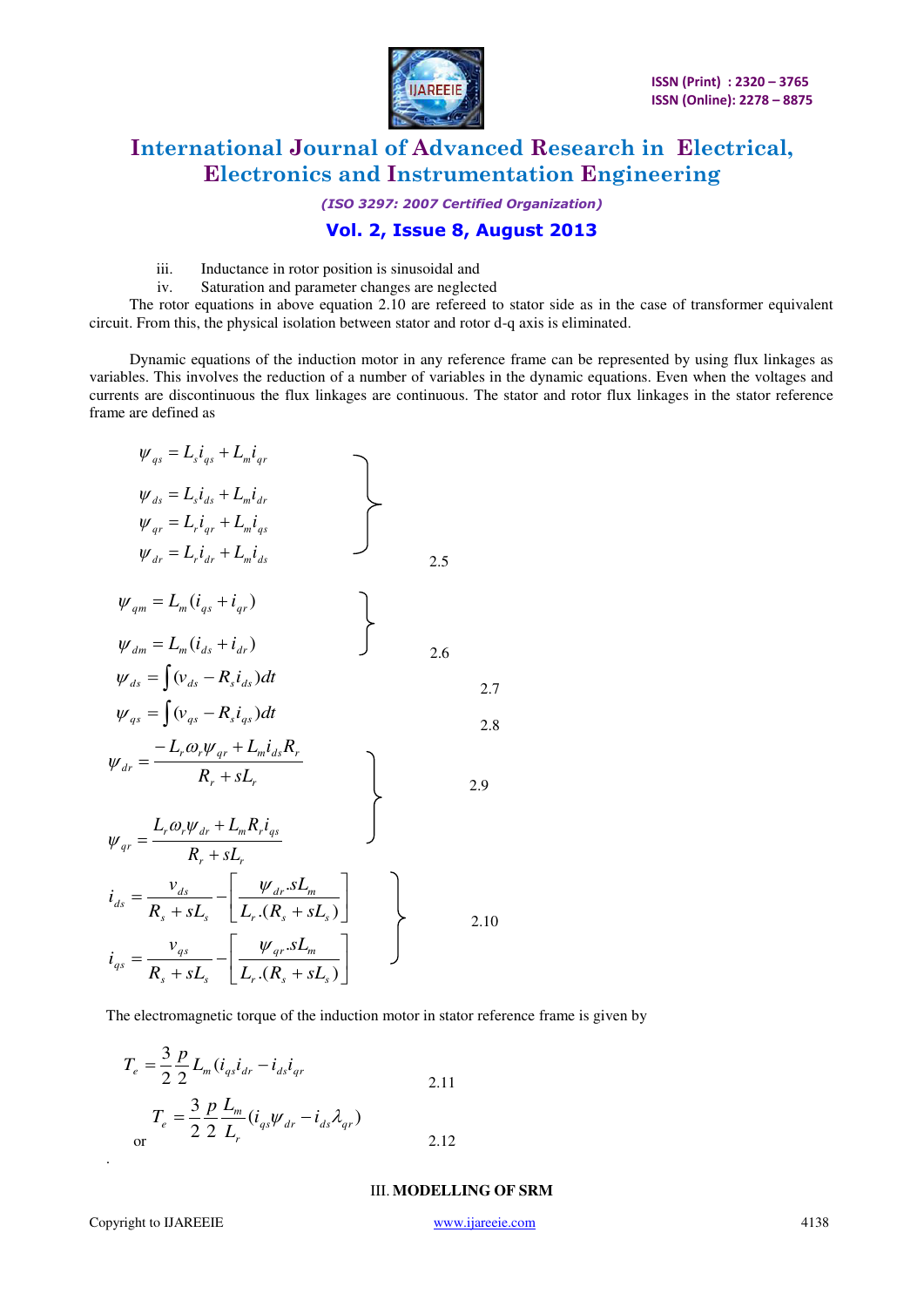iii. Inductance in rotor position is sinusoidal and

iv. Saturation and parameter changes are neglected

The rotor equations in above equation 2.10 are refereed to stator side as in the case of transformer equivalent circuit. From this, the physical isolation between stator and rotor d-q axis is eliminated.

Dynamic equations of the induction motor in any reference frame can be represented by using flux linkages as variables. This involves the reduction of a number of variables in the dynamic equations. Even when the voltages and currents are discontinuous the flux linkages are continuous. The stator and rotor flux linkages in the stator reference frame are defined as

$$\left.\begin{aligned} \psi_{qs} &= L_s i_{qs} + L_m i_{qr} \\ \psi_{ds} &= L_s i_{ds} + L_m i_{dr} \\ \psi_{qr} &= L_r i_{qr} + L_m i_{qs} \\ \psi_{dr} &= L_r i_{dr} + L_m i_{ds} \end{aligned}\right\} \quad 2.5$$

$$\left.\begin{aligned} \psi_{qm} &= L_m (i_{qs} + i_{qr}) \\ \psi_{dm} &= L_m (i_{ds} + i_{dr}) \end{aligned}\right\} \quad 2.6$$

$$\psi_{ds} = \int (v_{ds} - R_s i_{ds}) dt \quad 2.7$$

$$\psi_{qs} = \int (v_{qs} - R_s i_{qs}) dt \quad 2.8$$

$$\left.\begin{aligned} \psi_{dr} &= \frac{-L_r \omega_r \psi_{qr} + L_m i_{ds} R_r}{R_r + sL_r} \\ \psi_{qr} &= \frac{L_r \omega_r \psi_{dr} + L_m R_r i_{qs}}{R_r + sL_r} \end{aligned}\right\} \quad 2.9$$

$$\left.\begin{aligned} i_{ds} &= \frac{v_{ds}}{R_s + sL_s} - \left[ \frac{\psi_{dr} . sL_m}{L_r .(R_s + sL_s)} \right] \\ i_{qs} &= \frac{v_{qs}}{R_s + sL_s} - \left[ \frac{\psi_{qr} . sL_m}{L_r .(R_s + sL_s)} \right] \end{aligned}\right\} \quad 2.10$$

The electromagnetic torque of the induction motor in stator reference frame is given by

$$T_e = \frac{3}{2}\frac{p}{2} L_m (i_{qs} i_{dr} - i_{ds} i_{qr} \quad 2.11$$

or

$$T_e = \frac{3}{2}\frac{p}{2}\frac{L_m}{L_r} (i_{qs} \psi_{dr} - i_{ds} \lambda_{qr}) \quad 2.12$$

## III. MODELLING OF SRM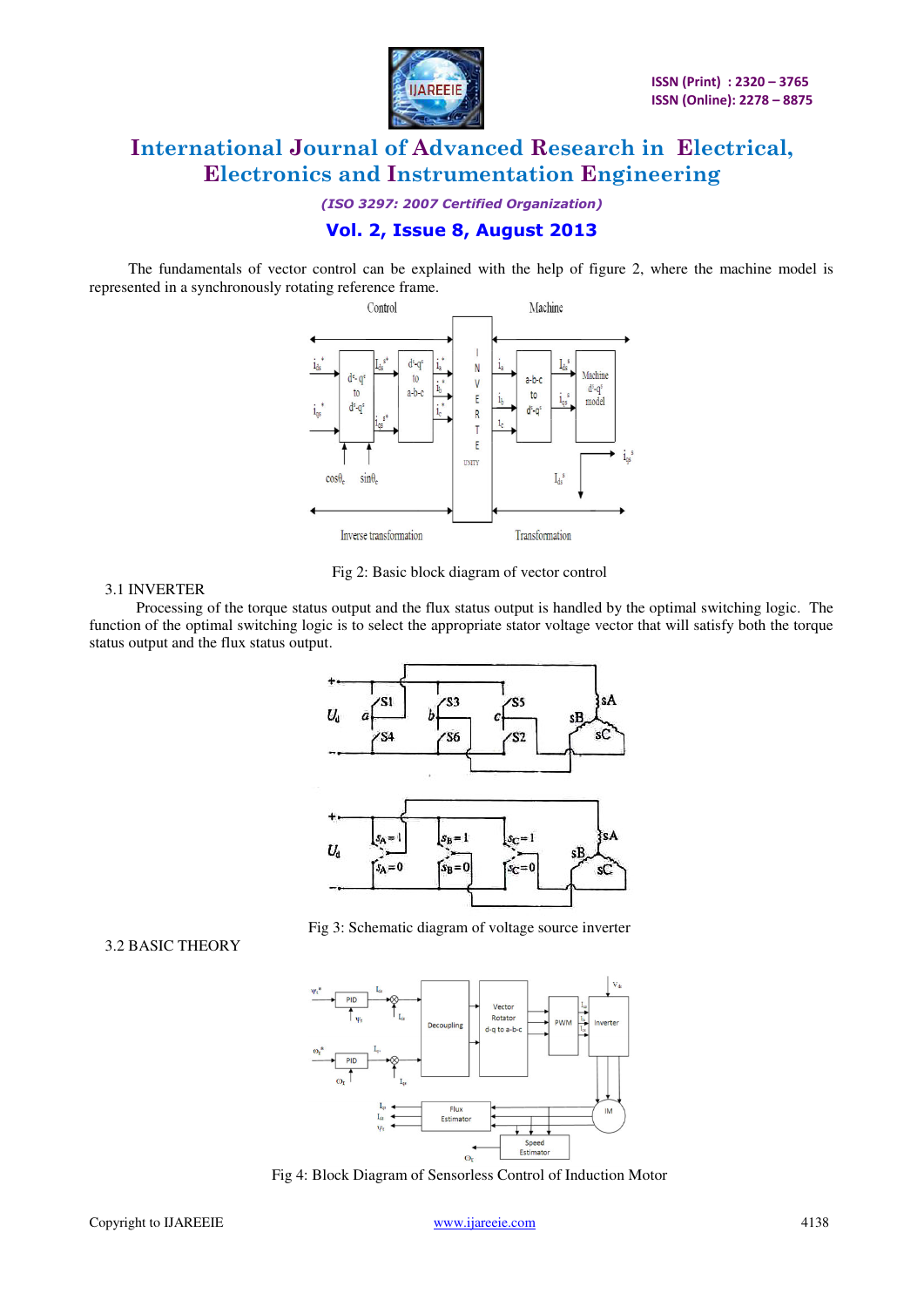The fundamentals of vector control can be explained with the help of figure 2, where the machine model is represented in a synchronously rotating reference frame.

Fig 2: Basic block diagram of vector control

### 3.1 INVERTER

Processing of the torque status output and the flux status output is handled by the optimal switching logic. The function of the optimal switching logic is to select the appropriate stator voltage vector that will satisfy both the torque status output and the flux status output.

Fig 3: Schematic diagram of voltage source inverter

### 3.2 BASIC THEORY

Fig 4: Block Diagram of Sensorless Control of Induction Motor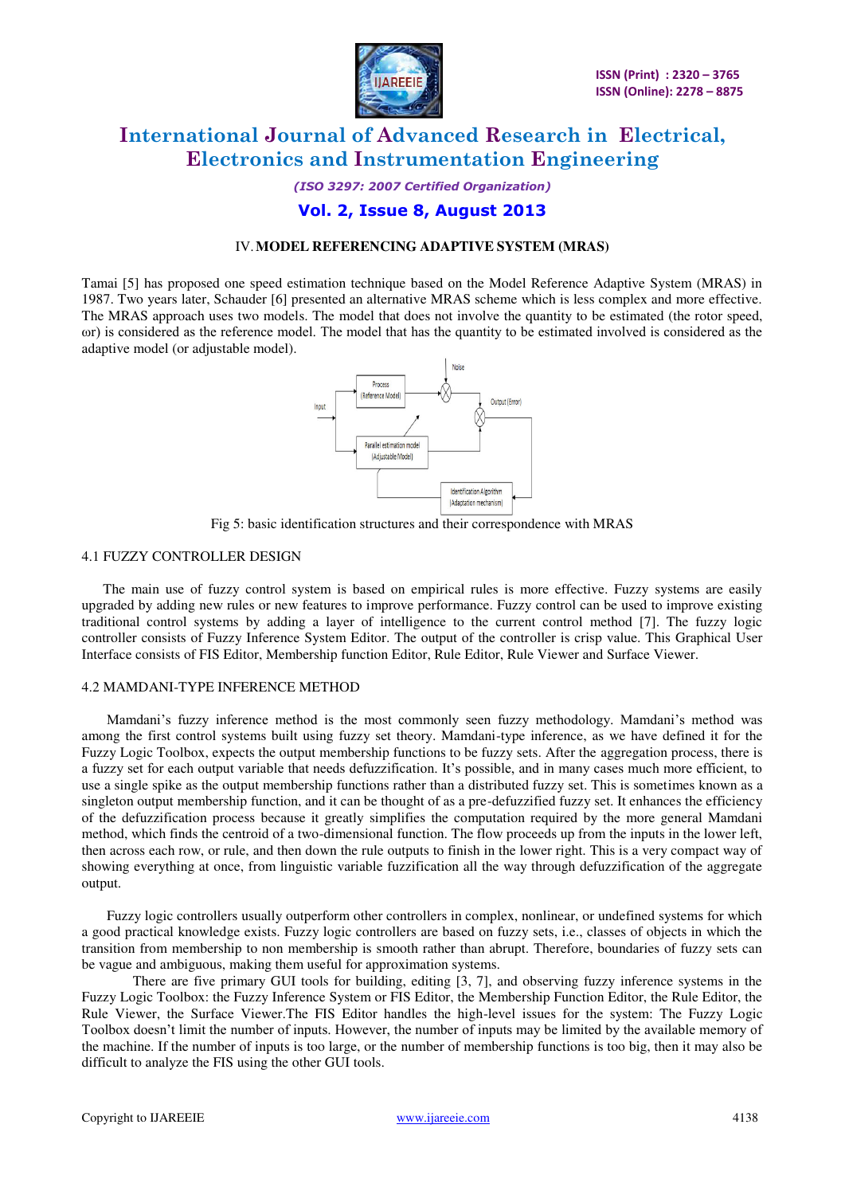## IV. MODEL REFERENCING ADAPTIVE SYSTEM (MRAS)

Tamai [5] has proposed one speed estimation technique based on the Model Reference Adaptive System (MRAS) in 1987. Two years later, Schauder [6] presented an alternative MRAS scheme which is less complex and more effective. The MRAS approach uses two models. The model that does not involve the quantity to be estimated (the rotor speed, ωr) is considered as the reference model. The model that has the quantity to be estimated involved is considered as the adaptive model (or adjustable model).

Fig 5: basic identification structures and their correspondence with MRAS

### 4.1 FUZZY CONTROLLER DESIGN

The main use of fuzzy control system is based on empirical rules is more effective. Fuzzy systems are easily upgraded by adding new rules or new features to improve performance. Fuzzy control can be used to improve existing traditional control systems by adding a layer of intelligence to the current control method [7]. The fuzzy logic controller consists of Fuzzy Inference System Editor. The output of the controller is crisp value. This Graphical User Interface consists of FIS Editor, Membership function Editor, Rule Editor, Rule Viewer and Surface Viewer.

### 4.2 MAMDANI-TYPE INFERENCE METHOD

Mamdani's fuzzy inference method is the most commonly seen fuzzy methodology. Mamdani's method was among the first control systems built using fuzzy set theory. Mamdani-type inference, as we have defined it for the Fuzzy Logic Toolbox, expects the output membership functions to be fuzzy sets. After the aggregation process, there is a fuzzy set for each output variable that needs defuzzification. It's possible, and in many cases much more efficient, to use a single spike as the output membership functions rather than a distributed fuzzy set. This is sometimes known as a singleton output membership function, and it can be thought of as a pre-defuzzified fuzzy set. It enhances the efficiency of the defuzzification process because it greatly simplifies the computation required by the more general Mamdani method, which finds the centroid of a two-dimensional function. The flow proceeds up from the inputs in the lower left, then across each row, or rule, and then down the rule outputs to finish in the lower right. This is a very compact way of showing everything at once, from linguistic variable fuzzification all the way through defuzzification of the aggregate output.

Fuzzy logic controllers usually outperform other controllers in complex, nonlinear, or undefined systems for which a good practical knowledge exists. Fuzzy logic controllers are based on fuzzy sets, i.e., classes of objects in which the transition from membership to non membership is smooth rather than abrupt. Therefore, boundaries of fuzzy sets can be vague and ambiguous, making them useful for approximation systems.

There are five primary GUI tools for building, editing [3, 7], and observing fuzzy inference systems in the Fuzzy Logic Toolbox: the Fuzzy Inference System or FIS Editor, the Membership Function Editor, the Rule Editor, the Rule Viewer, the Surface Viewer.The FIS Editor handles the high-level issues for the system: The Fuzzy Logic Toolbox doesn't limit the number of inputs. However, the number of inputs may be limited by the available memory of the machine. If the number of inputs is too large, or the number of membership functions is too big, then it may also be difficult to analyze the FIS using the other GUI tools.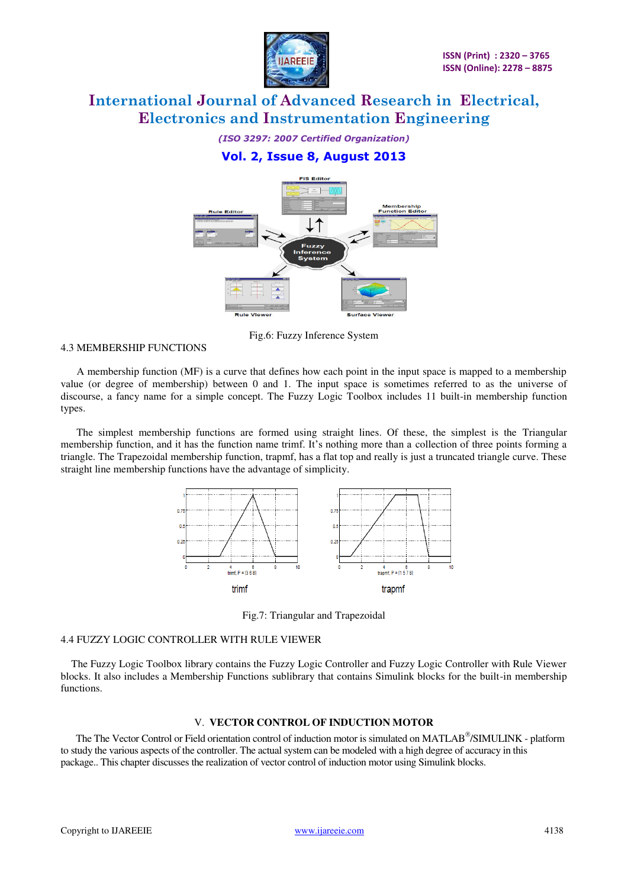Fig.6: Fuzzy Inference System

4.3 MEMBERSHIP FUNCTIONS

A membership function (MF) is a curve that defines how each point in the input space is mapped to a membership value (or degree of membership) between 0 and 1. The input space is sometimes referred to as the universe of discourse, a fancy name for a simple concept. The Fuzzy Logic Toolbox includes 11 built-in membership function types.

The simplest membership functions are formed using straight lines. Of these, the simplest is the Triangular membership function, and it has the function name trimf. It's nothing more than a collection of three points forming a triangle. The Trapezoidal membership function, trapmf, has a flat top and really is just a truncated triangle curve. These straight line membership functions have the advantage of simplicity.

Fig.7: Triangular and Trapezoidal

4.4 FUZZY LOGIC CONTROLLER WITH RULE VIEWER

The Fuzzy Logic Toolbox library contains the Fuzzy Logic Controller and Fuzzy Logic Controller with Rule Viewer blocks. It also includes a Membership Functions sublibrary that contains Simulink blocks for the built-in membership functions.

## V. VECTOR CONTROL OF INDUCTION MOTOR

The The Vector Control or Field orientation control of induction motor is simulated on MATLAB®/SIMULINK - platform to study the various aspects of the controller. The actual system can be modeled with a high degree of accuracy in this package.. This chapter discusses the realization of vector control of induction motor using Simulink blocks.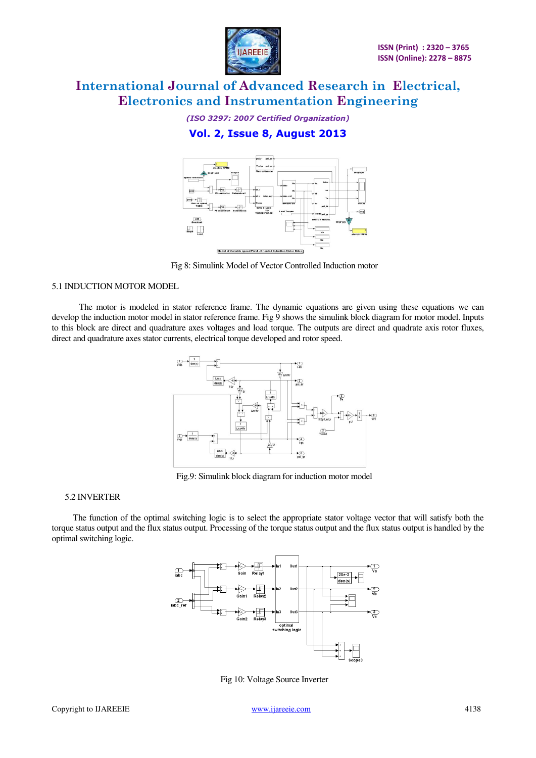Fig 8: Simulink Model of Vector Controlled Induction motor

### 5.1 INDUCTION MOTOR MODEL

The motor is modeled in stator reference frame. The dynamic equations are given using these equations we can develop the induction motor model in stator reference frame. Fig 9 shows the simulink block diagram for motor model. Inputs to this block are direct and quadrature axes voltages and load torque. The outputs are direct and quadrate axis rotor fluxes, direct and quadrature axes stator currents, electrical torque developed and rotor speed.

Fig.9: Simulink block diagram for induction motor model

### 5.2 INVERTER

The function of the optimal switching logic is to select the appropriate stator voltage vector that will satisfy both the torque status output and the flux status output. Processing of the torque status output and the flux status output is handled by the optimal switching logic.

Fig 10: Voltage Source Inverter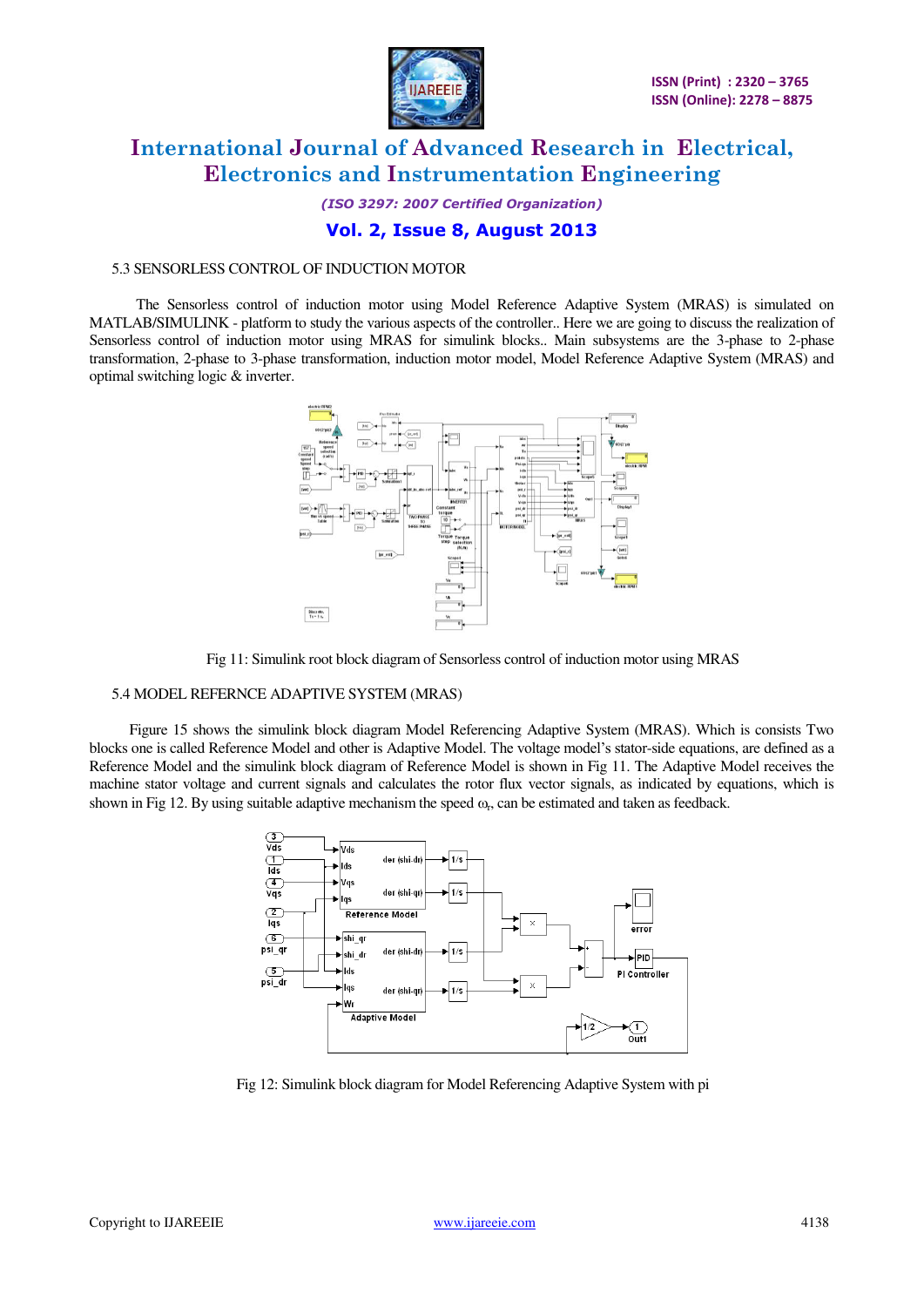5.3 SENSORLESS CONTROL OF INDUCTION MOTOR

The Sensorless control of induction motor using Model Reference Adaptive System (MRAS) is simulated on MATLAB/SIMULINK - platform to study the various aspects of the controller.. Here we are going to discuss the realization of Sensorless control of induction motor using MRAS for simulink blocks.. Main subsystems are the 3-phase to 2-phase transformation, 2-phase to 3-phase transformation, induction motor model, Model Reference Adaptive System (MRAS) and optimal switching logic & inverter.

Fig 11: Simulink root block diagram of Sensorless control of induction motor using MRAS

5.4 MODEL REFERNCE ADAPTIVE SYSTEM (MRAS)

Figure 15 shows the simulink block diagram Model Referencing Adaptive System (MRAS). Which is consists Two blocks one is called Reference Model and other is Adaptive Model. The voltage model's stator-side equations, are defined as a Reference Model and the simulink block diagram of Reference Model is shown in Fig 11. The Adaptive Model receives the machine stator voltage and current signals and calculates the rotor flux vector signals, as indicated by equations, which is shown in Fig 12. By using suitable adaptive mechanism the speed $\omega_r$, can be estimated and taken as feedback.

Fig 12: Simulink block diagram for Model Referencing Adaptive System with pi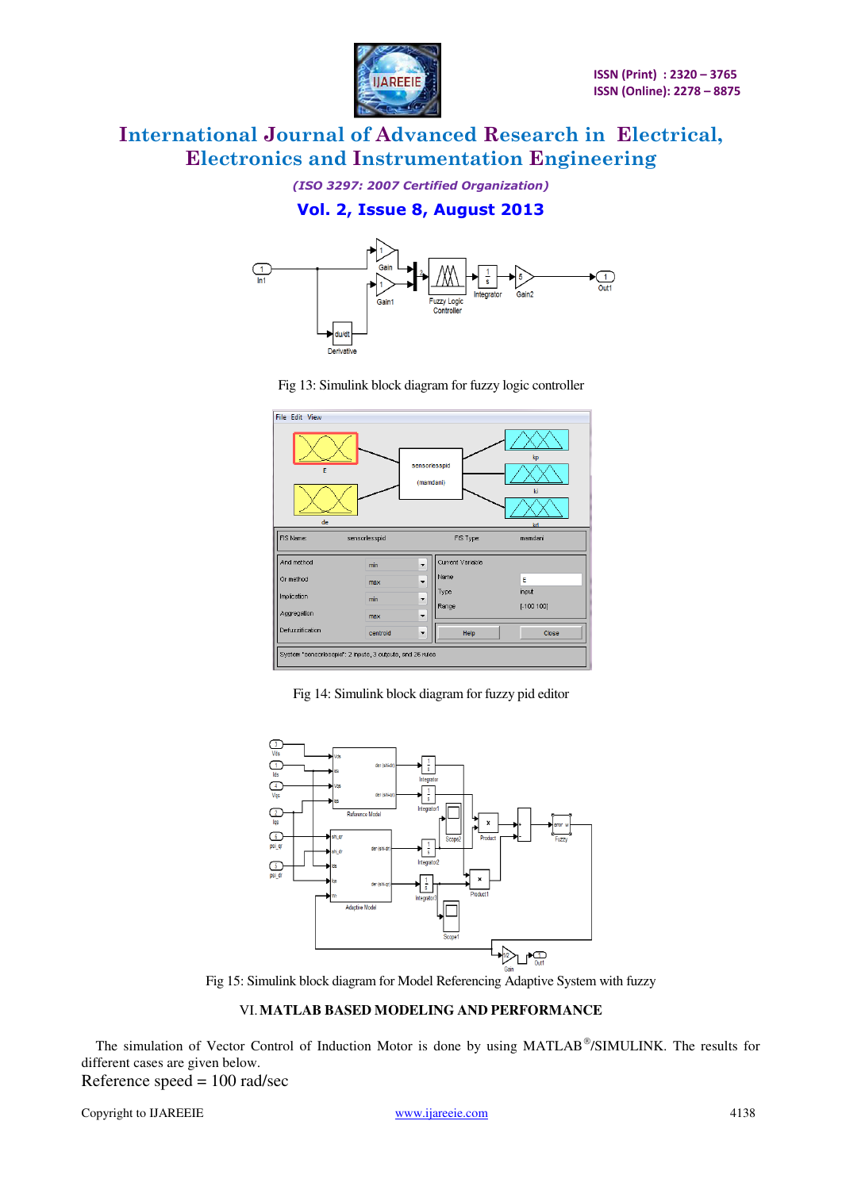Fig 13: Simulink block diagram for fuzzy logic controller

Fig 14: Simulink block diagram for fuzzy pid editor

Fig 15: Simulink block diagram for Model Referencing Adaptive System with fuzzy

## VI. MATLAB BASED MODELING AND PERFORMANCE

The simulation of Vector Control of Induction Motor is done by using MATLAB®/SIMULINK. The results for different cases are given below.

Reference speed = 100 rad/sec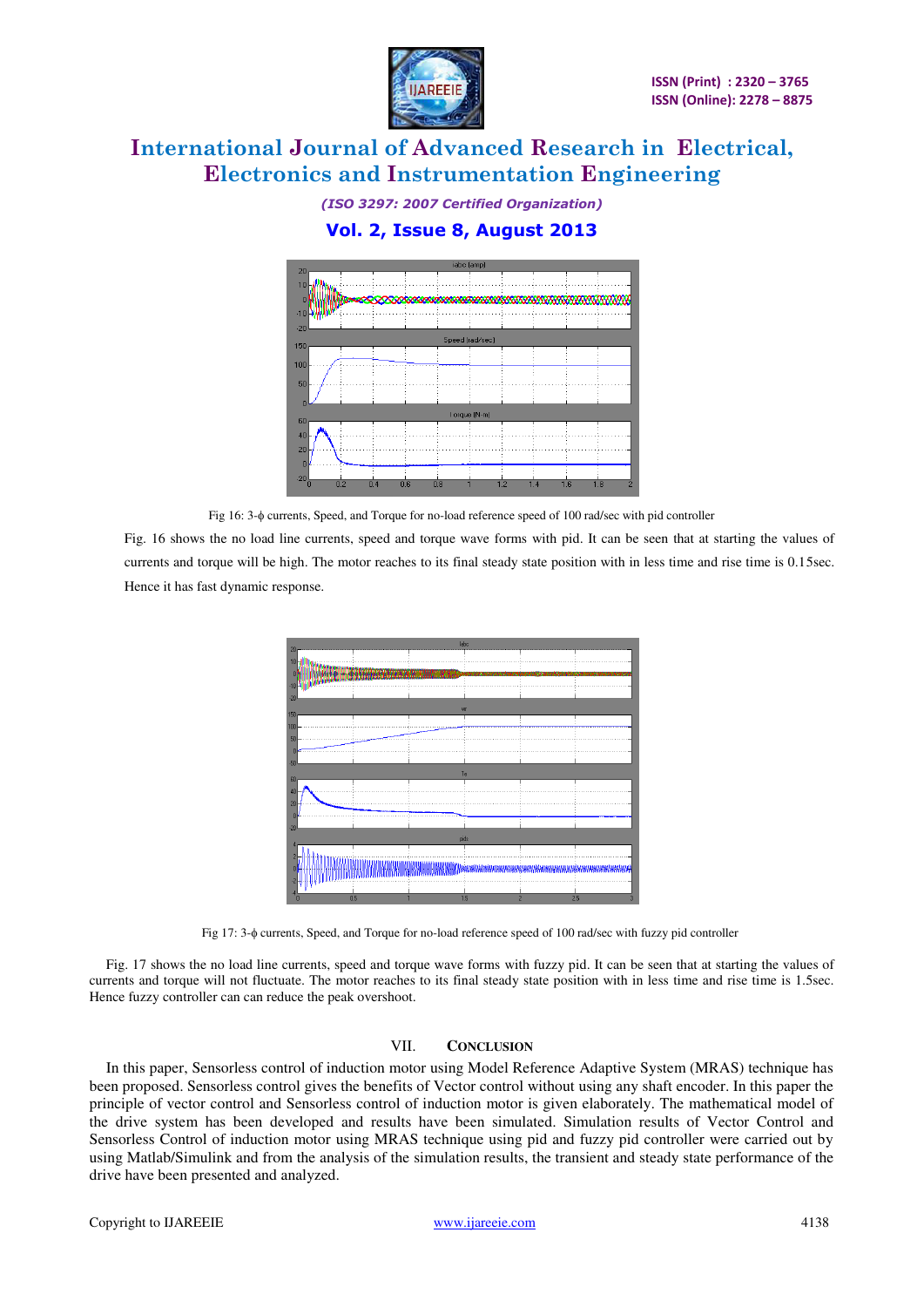Fig 16: 3-$\phi$ currents, Speed, and Torque for no-load reference speed of 100 rad/sec with pid controller

Fig. 16 shows the no load line currents, speed and torque wave forms with pid. It can be seen that at starting the values of currents and torque will be high. The motor reaches to its final steady state position with in less time and rise time is 0.15sec. Hence it has fast dynamic response.

Fig 17: 3-$\phi$ currents, Speed, and Torque for no-load reference speed of 100 rad/sec with fuzzy pid controller

Fig. 17 shows the no load line currents, speed and torque wave forms with fuzzy pid. It can be seen that at starting the values of currents and torque will not fluctuate. The motor reaches to its final steady state position with in less time and rise time is 1.5sec. Hence fuzzy controller can can reduce the peak overshoot.

## VII. CONCLUSION

In this paper, Sensorless control of induction motor using Model Reference Adaptive System (MRAS) technique has been proposed. Sensorless control gives the benefits of Vector control without using any shaft encoder. In this paper the principle of vector control and Sensorless control of induction motor is given elaborately. The mathematical model of the drive system has been developed and results have been simulated. Simulation results of Vector Control and Sensorless Control of induction motor using MRAS technique using pid and fuzzy pid controller were carried out by using Matlab/Simulink and from the analysis of the simulation results, the transient and steady state performance of the drive have been presented and analyzed.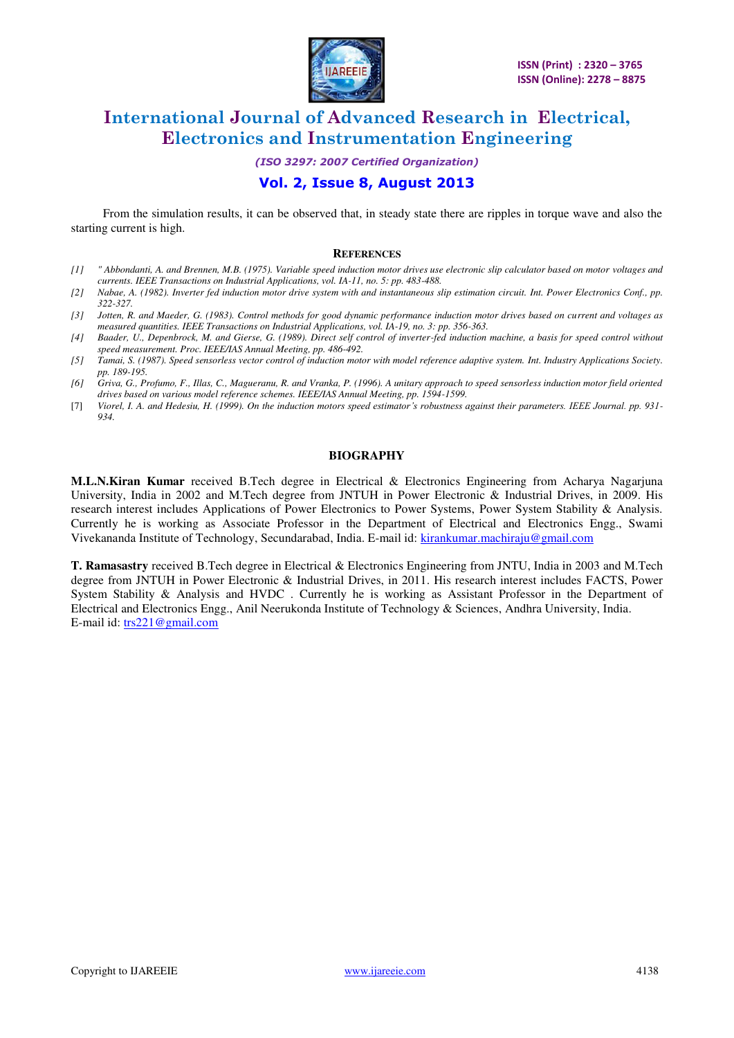From the simulation results, it can be observed that, in steady state there are ripples in torque wave and also the starting current is high.

## REFERENCES

*[1] " Abbondanti, A. and Brennen, M.B. (1975). Variable speed induction motor drives use electronic slip calculator based on motor voltages and currents. IEEE Transactions on Industrial Applications, vol. IA-11, no. 5: pp. 483-488.*

*[2] Nabae, A. (1982). Inverter fed induction motor drive system with and instantaneous slip estimation circuit. Int. Power Electronics Conf., pp. 322-327.*

*[3] Jotten, R. and Maeder, G. (1983). Control methods for good dynamic performance induction motor drives based on current and voltages as measured quantities. IEEE Transactions on Industrial Applications, vol. IA-19, no. 3: pp. 356-363.*

*[4] Baader, U., Depenbrock, M. and Gierse, G. (1989). Direct self control of inverter-fed induction machine, a basis for speed control without speed measurement. Proc. IEEE/IAS Annual Meeting, pp. 486-492.*

*[5] Tamai, S. (1987). Speed sensorless vector control of induction motor with model reference adaptive system. Int. Industry Applications Society. pp. 189-195.*

*[6] Griva, G., Profumo, F., Illas, C., Magueranu, R. and Vranka, P. (1996). A unitary approach to speed sensorless induction motor field oriented drives based on various model reference schemes. IEEE/IAS Annual Meeting, pp. 1594-1599.*

[7] *Viorel, I. A. and Hedesiu, H. (1999). On the induction motors speed estimator's robustness against their parameters. IEEE Journal. pp. 931-934.*

## BIOGRAPHY

**M.L.N.Kiran Kumar** received B.Tech degree in Electrical & Electronics Engineering from Acharya Nagarjuna University, India in 2002 and M.Tech degree from JNTUH in Power Electronic & Industrial Drives, in 2009. His research interest includes Applications of Power Electronics to Power Systems, Power System Stability & Analysis. Currently he is working as Associate Professor in the Department of Electrical and Electronics Engg., Swami Vivekananda Institute of Technology, Secundarabad, India. E-mail id: kirankumar.machiraju@gmail.com

**T. Ramasastry** received B.Tech degree in Electrical & Electronics Engineering from JNTU, India in 2003 and M.Tech degree from JNTUH in Power Electronic & Industrial Drives, in 2011. His research interest includes FACTS, Power System Stability & Analysis and HVDC . Currently he is working as Assistant Professor in the Department of Electrical and Electronics Engg., Anil Neerukonda Institute of Technology & Sciences, Andhra University, India. E-mail id: trs221@gmail.com